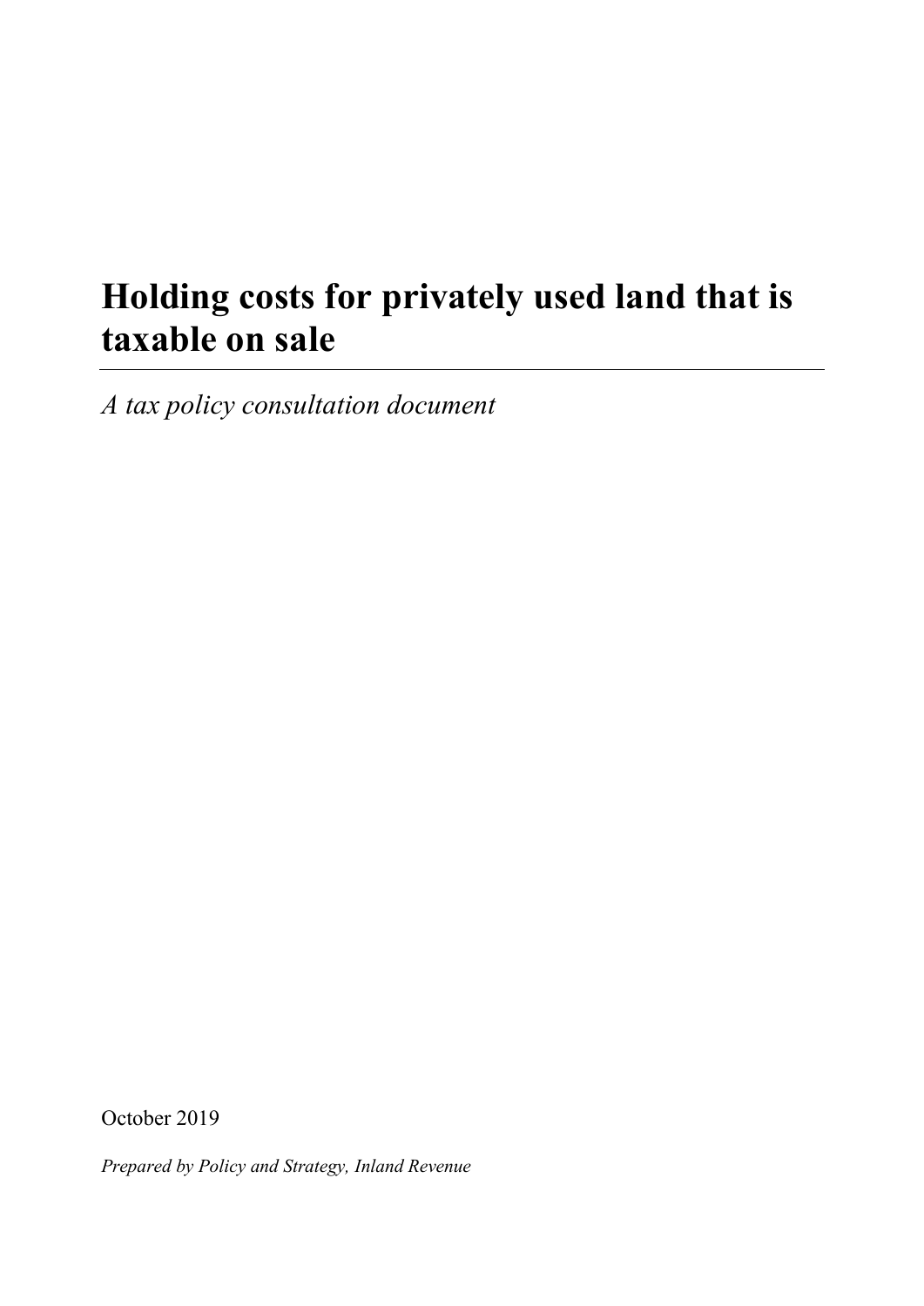# Holding costs for privately used land that is taxable on sale

*A tax policy consultation document*

October 2019

*Prepared by Policy and Strategy, Inland Revenue*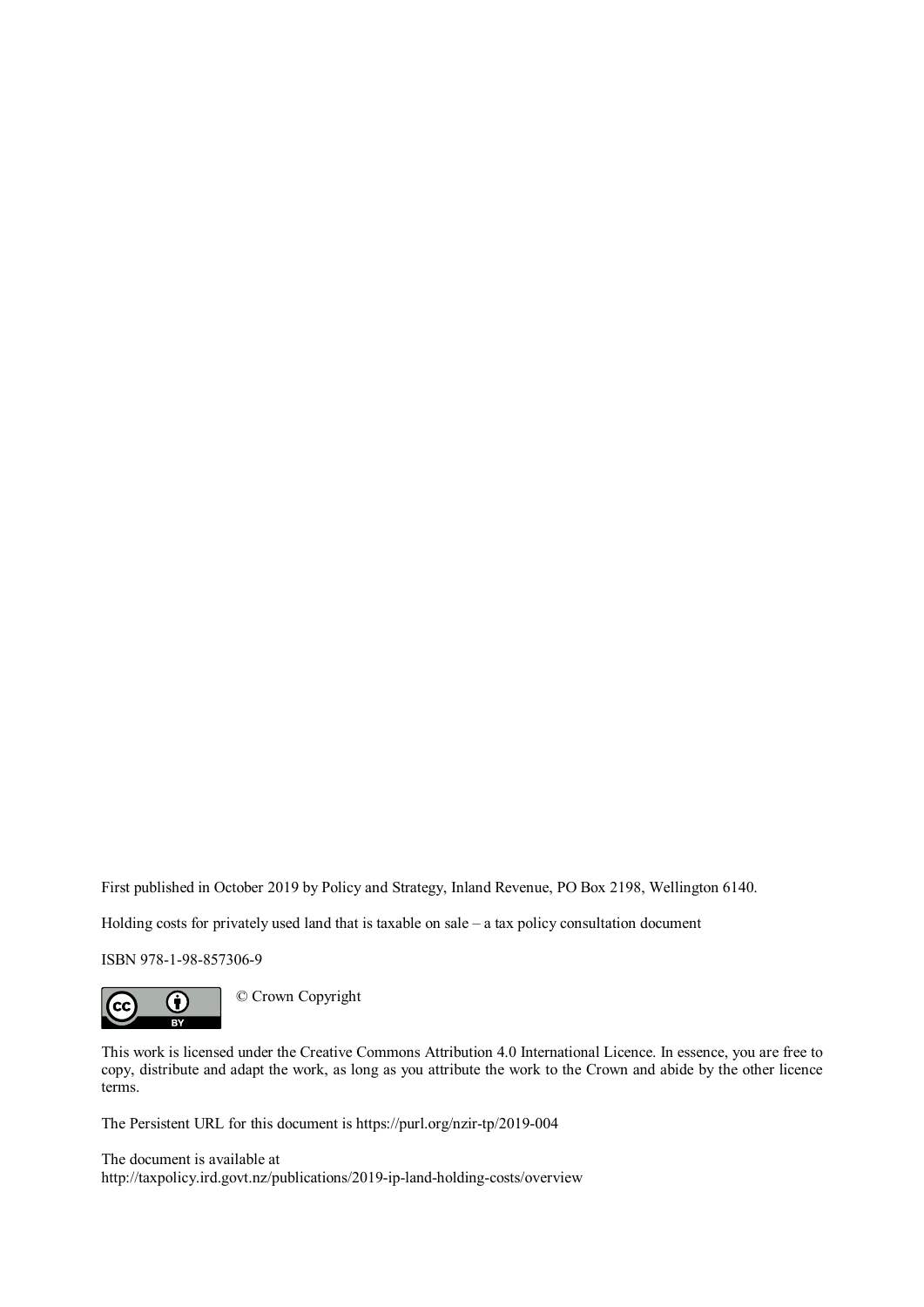First published in October 2019 by Policy and Strategy, Inland Revenue, PO Box 2198, Wellington 6140.

Holding costs for privately used land that is taxable on sale – a tax policy consultation document

ISBN 978-1-98-857306-9

© Crown Copyright

This work is licensed under the Creative Commons Attribution 4.0 International Licence. In essence, you are free to copy, distribute and adapt the work, as long as you attribute the work to the Crown and abide by the other licence terms.

The Persistent URL for this document is https://purl.org/nzir-tp/2019-004

The document is available at
http://taxpolicy.ird.govt.nz/publications/2019-ip-land-holding-costs/overview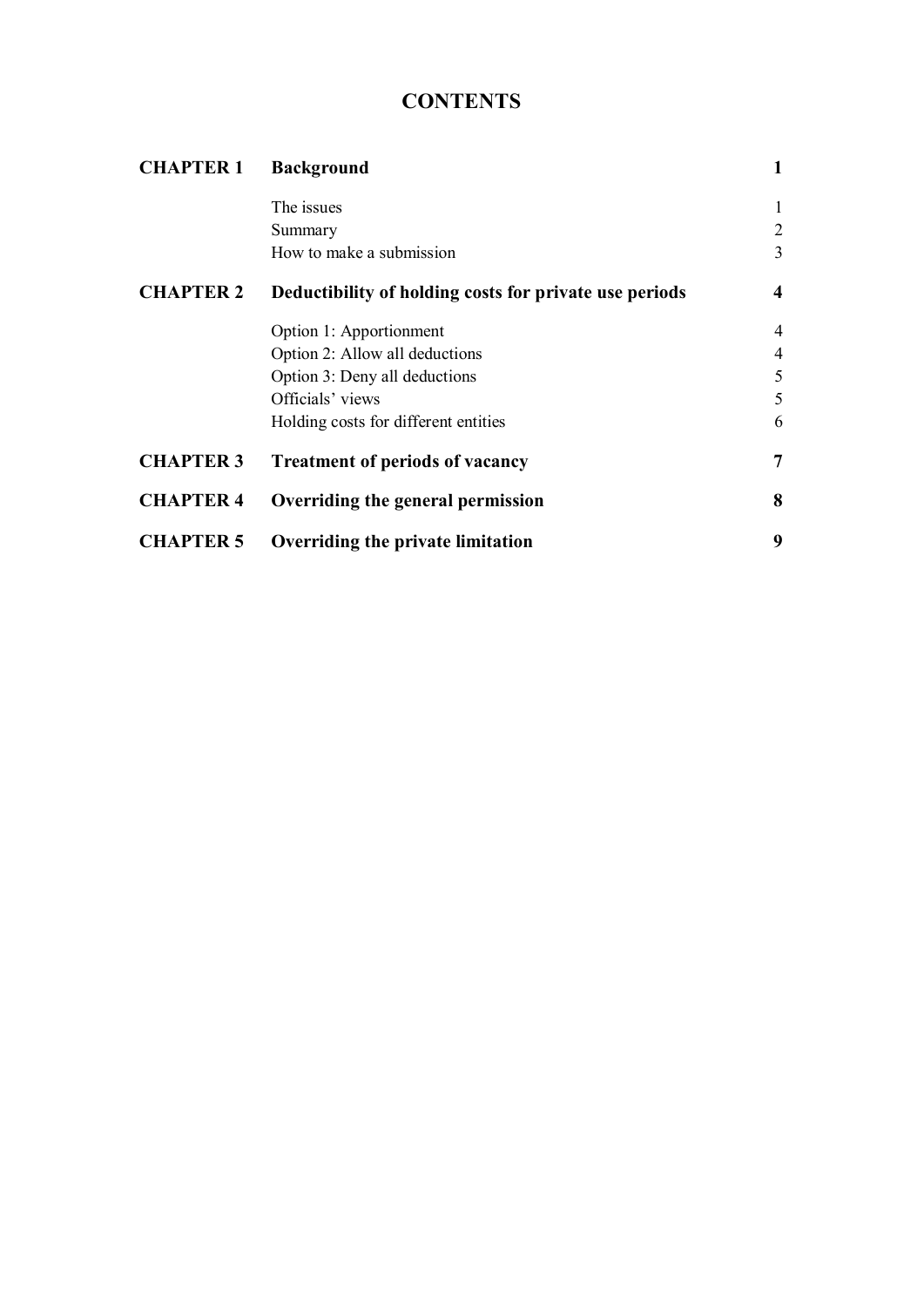# CONTENTS

| | | |
|---|---|---|
| **CHAPTER 1** | **Background** | **1** |
| | The issues | 1 |
| | Summary | 2 |
| | How to make a submission | 3 |
| **CHAPTER 2** | **Deductibility of holding costs for private use periods** | **4** |
| | Option 1: Apportionment | 4 |
| | Option 2: Allow all deductions | 4 |
| | Option 3: Deny all deductions | 5 |
| | Officials' views | 5 |
| | Holding costs for different entities | 6 |
| **CHAPTER 3** | **Treatment of periods of vacancy** | **7** |
| **CHAPTER 4** | **Overriding the general permission** | **8** |
| **CHAPTER 5** | **Overriding the private limitation** | **9** |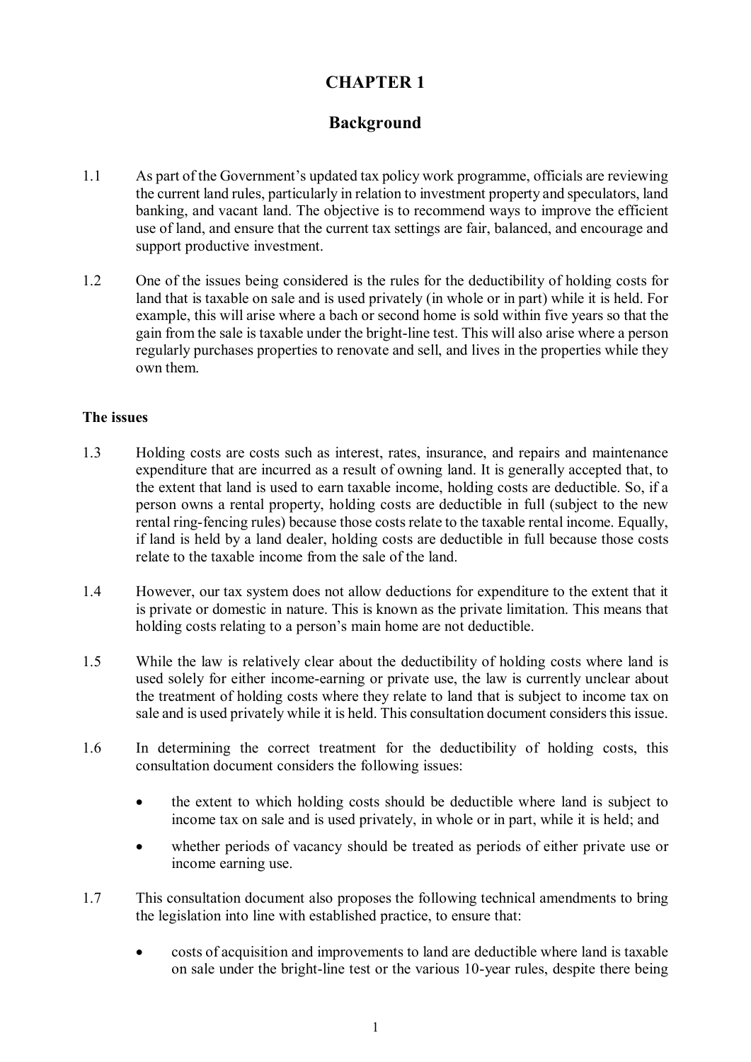# CHAPTER 1

## Background

1.1 As part of the Government's updated tax policy work programme, officials are reviewing the current land rules, particularly in relation to investment property and speculators, land banking, and vacant land. The objective is to recommend ways to improve the efficient use of land, and ensure that the current tax settings are fair, balanced, and encourage and support productive investment.

1.2 One of the issues being considered is the rules for the deductibility of holding costs for land that is taxable on sale and is used privately (in whole or in part) while it is held. For example, this will arise where a bach or second home is sold within five years so that the gain from the sale is taxable under the bright-line test. This will also arise where a person regularly purchases properties to renovate and sell, and lives in the properties while they own them.

### The issues

1.3 Holding costs are costs such as interest, rates, insurance, and repairs and maintenance expenditure that are incurred as a result of owning land. It is generally accepted that, to the extent that land is used to earn taxable income, holding costs are deductible. So, if a person owns a rental property, holding costs are deductible in full (subject to the new rental ring-fencing rules) because those costs relate to the taxable rental income. Equally, if land is held by a land dealer, holding costs are deductible in full because those costs relate to the taxable income from the sale of the land.

1.4 However, our tax system does not allow deductions for expenditure to the extent that it is private or domestic in nature. This is known as the private limitation. This means that holding costs relating to a person's main home are not deductible.

1.5 While the law is relatively clear about the deductibility of holding costs where land is used solely for either income-earning or private use, the law is currently unclear about the treatment of holding costs where they relate to land that is subject to income tax on sale and is used privately while it is held. This consultation document considers this issue.

1.6 In determining the correct treatment for the deductibility of holding costs, this consultation document considers the following issues:

- the extent to which holding costs should be deductible where land is subject to income tax on sale and is used privately, in whole or in part, while it is held; and
- whether periods of vacancy should be treated as periods of either private use or income earning use.

1.7 This consultation document also proposes the following technical amendments to bring the legislation into line with established practice, to ensure that:

- costs of acquisition and improvements to land are deductible where land is taxable on sale under the bright-line test or the various 10-year rules, despite there being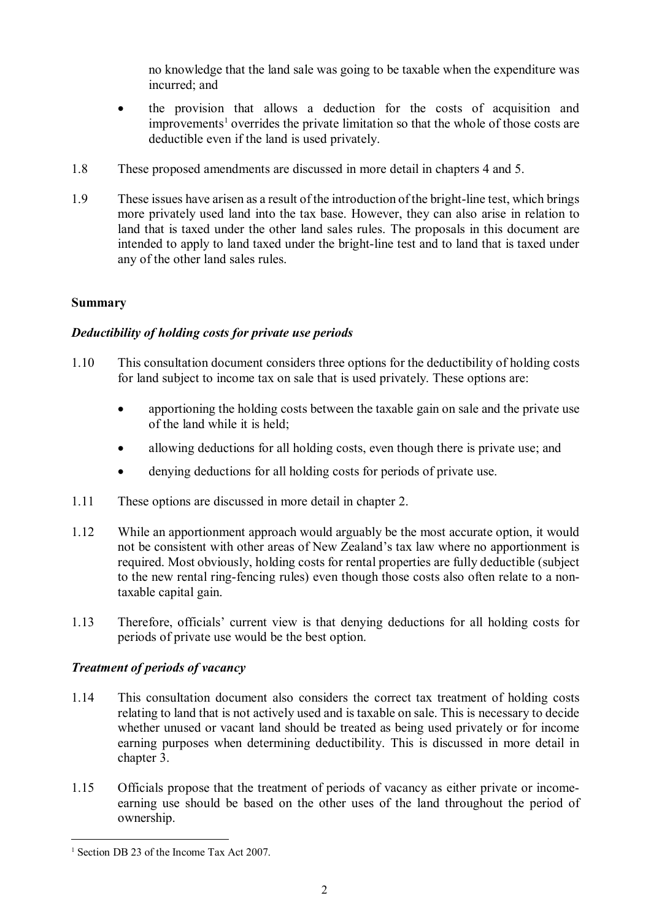no knowledge that the land sale was going to be taxable when the expenditure was incurred; and

- the provision that allows a deduction for the costs of acquisition and improvements[1] overrides the private limitation so that the whole of those costs are deductible even if the land is used privately.

1.8 These proposed amendments are discussed in more detail in chapters 4 and 5.

1.9 These issues have arisen as a result of the introduction of the bright-line test, which brings more privately used land into the tax base. However, they can also arise in relation to land that is taxed under the other land sales rules. The proposals in this document are intended to apply to land taxed under the bright-line test and to land that is taxed under any of the other land sales rules.

## Summary

### *Deductibility of holding costs for private use periods*

1.10 This consultation document considers three options for the deductibility of holding costs for land subject to income tax on sale that is used privately. These options are:

- apportioning the holding costs between the taxable gain on sale and the private use of the land while it is held;
- allowing deductions for all holding costs, even though there is private use; and
- denying deductions for all holding costs for periods of private use.

1.11 These options are discussed in more detail in chapter 2.

1.12 While an apportionment approach would arguably be the most accurate option, it would not be consistent with other areas of New Zealand's tax law where no apportionment is required. Most obviously, holding costs for rental properties are fully deductible (subject to the new rental ring-fencing rules) even though those costs also often relate to a non-taxable capital gain.

1.13 Therefore, officials' current view is that denying deductions for all holding costs for periods of private use would be the best option.

### *Treatment of periods of vacancy*

1.14 This consultation document also considers the correct tax treatment of holding costs relating to land that is not actively used and is taxable on sale. This is necessary to decide whether unused or vacant land should be treated as being used privately or for income earning purposes when determining deductibility. This is discussed in more detail in chapter 3.

1.15 Officials propose that the treatment of periods of vacancy as either private or income-earning use should be based on the other uses of the land throughout the period of ownership.

[1] Section DB 23 of the Income Tax Act 2007.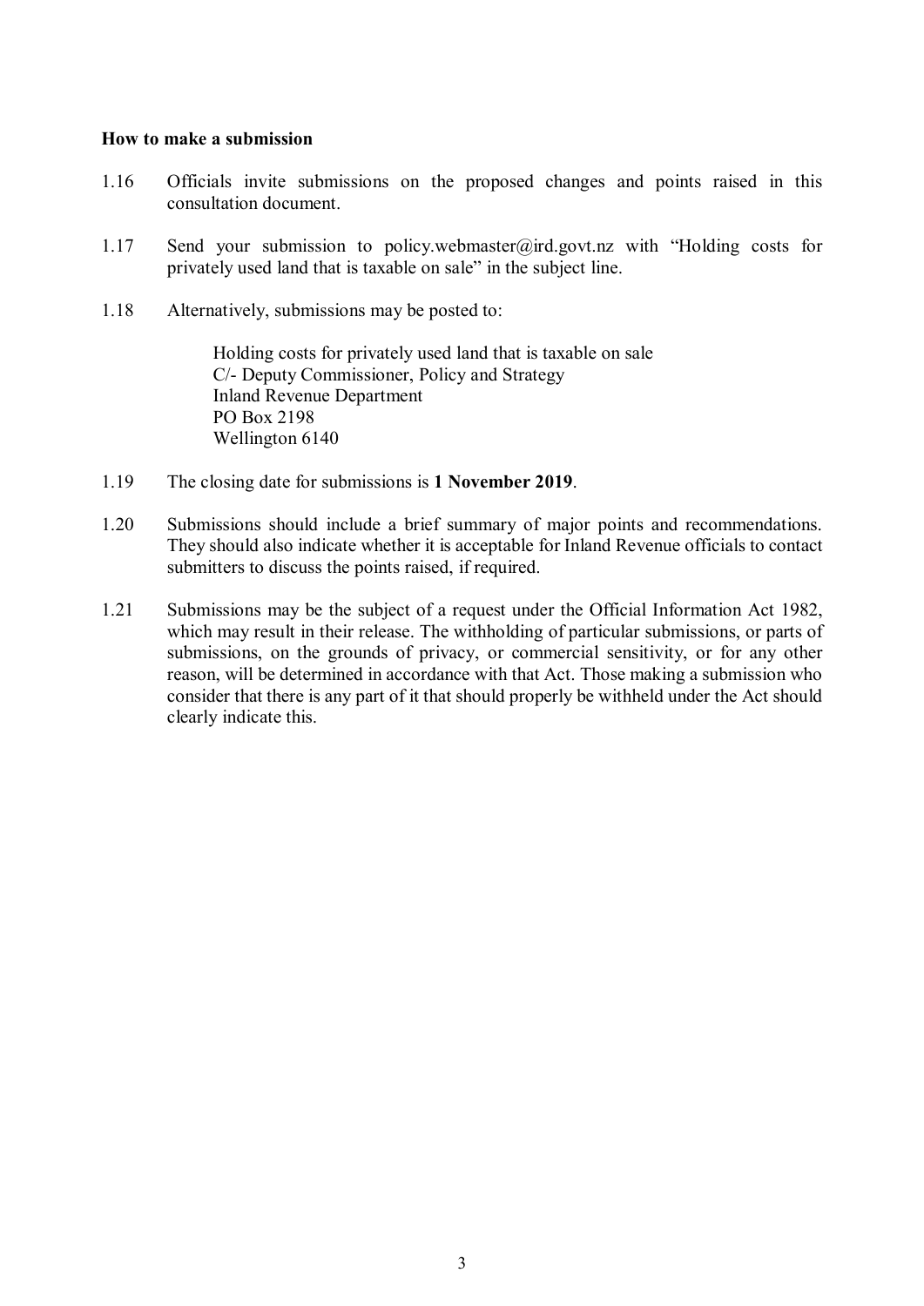**How to make a submission**

1.16 Officials invite submissions on the proposed changes and points raised in this consultation document.

1.17 Send your submission to policy.webmaster@ird.govt.nz with "Holding costs for privately used land that is taxable on sale" in the subject line.

1.18 Alternatively, submissions may be posted to:

> Holding costs for privately used land that is taxable on sale
> C/- Deputy Commissioner, Policy and Strategy
> Inland Revenue Department
> PO Box 2198
> Wellington 6140

1.19 The closing date for submissions is **1 November 2019**.

1.20 Submissions should include a brief summary of major points and recommendations. They should also indicate whether it is acceptable for Inland Revenue officials to contact submitters to discuss the points raised, if required.

1.21 Submissions may be the subject of a request under the Official Information Act 1982, which may result in their release. The withholding of particular submissions, or parts of submissions, on the grounds of privacy, or commercial sensitivity, or for any other reason, will be determined in accordance with that Act. Those making a submission who consider that there is any part of it that should properly be withheld under the Act should clearly indicate this.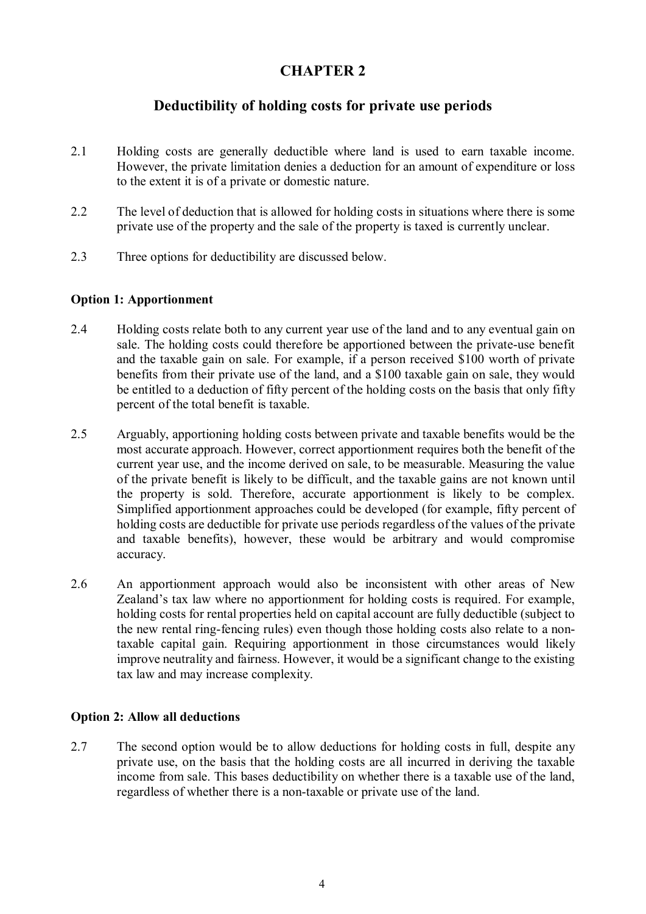# CHAPTER 2

## Deductibility of holding costs for private use periods

2.1 Holding costs are generally deductible where land is used to earn taxable income. However, the private limitation denies a deduction for an amount of expenditure or loss to the extent it is of a private or domestic nature.

2.2 The level of deduction that is allowed for holding costs in situations where there is some private use of the property and the sale of the property is taxed is currently unclear.

2.3 Three options for deductibility are discussed below.

### Option 1: Apportionment

2.4 Holding costs relate both to any current year use of the land and to any eventual gain on sale. The holding costs could therefore be apportioned between the private-use benefit and the taxable gain on sale. For example, if a person received $100 worth of private benefits from their private use of the land, and a $100 taxable gain on sale, they would be entitled to a deduction of fifty percent of the holding costs on the basis that only fifty percent of the total benefit is taxable.

2.5 Arguably, apportioning holding costs between private and taxable benefits would be the most accurate approach. However, correct apportionment requires both the benefit of the current year use, and the income derived on sale, to be measurable. Measuring the value of the private benefit is likely to be difficult, and the taxable gains are not known until the property is sold. Therefore, accurate apportionment is likely to be complex. Simplified apportionment approaches could be developed (for example, fifty percent of holding costs are deductible for private use periods regardless of the values of the private and taxable benefits), however, these would be arbitrary and would compromise accuracy.

2.6 An apportionment approach would also be inconsistent with other areas of New Zealand's tax law where no apportionment for holding costs is required. For example, holding costs for rental properties held on capital account are fully deductible (subject to the new rental ring-fencing rules) even though those holding costs also relate to a non-taxable capital gain. Requiring apportionment in those circumstances would likely improve neutrality and fairness. However, it would be a significant change to the existing tax law and may increase complexity.

### Option 2: Allow all deductions

2.7 The second option would be to allow deductions for holding costs in full, despite any private use, on the basis that the holding costs are all incurred in deriving the taxable income from sale. This bases deductibility on whether there is a taxable use of the land, regardless of whether there is a non-taxable or private use of the land.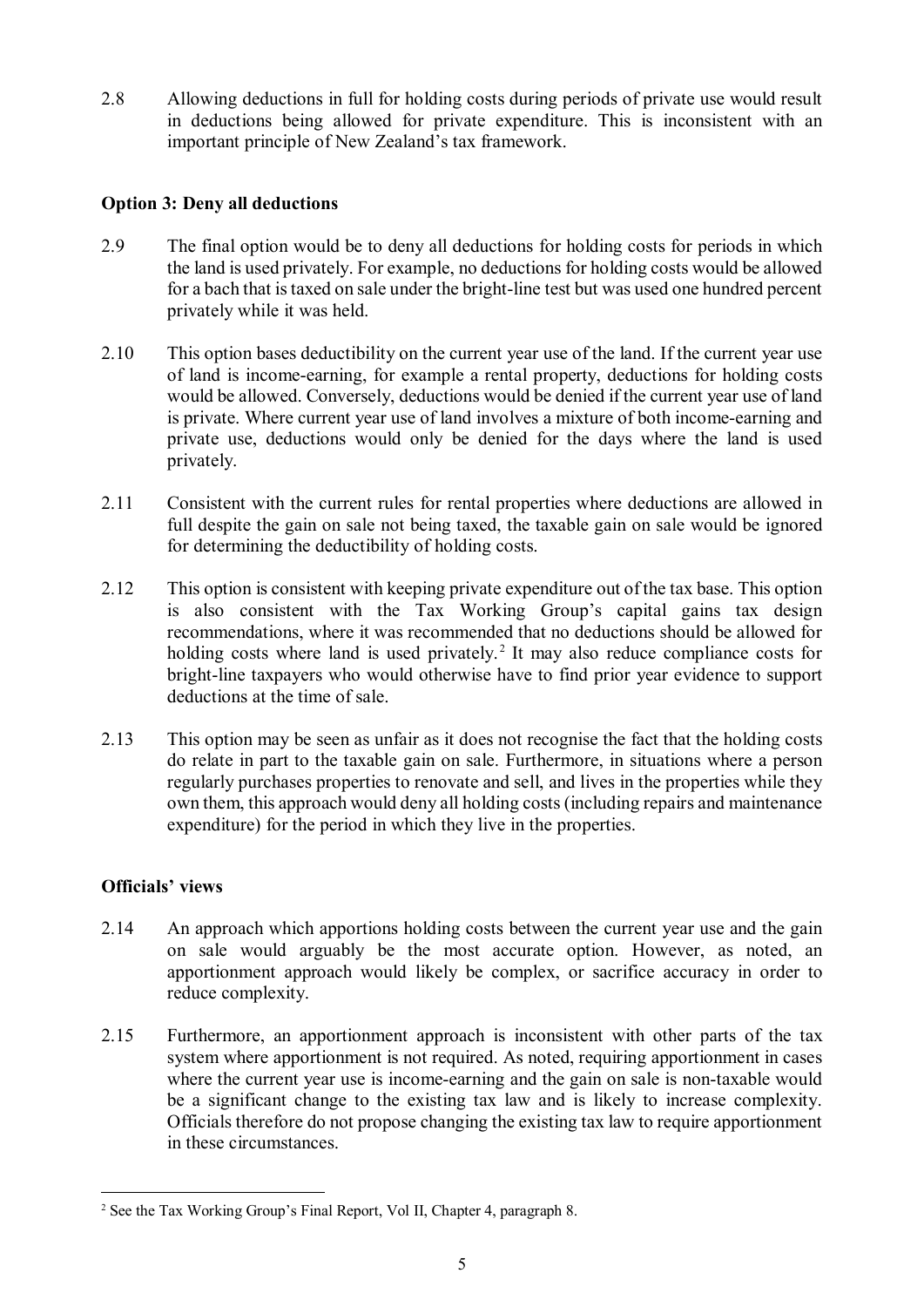2.8 Allowing deductions in full for holding costs during periods of private use would result in deductions being allowed for private expenditure. This is inconsistent with an important principle of New Zealand's tax framework.

**Option 3: Deny all deductions**

2.9 The final option would be to deny all deductions for holding costs for periods in which the land is used privately. For example, no deductions for holding costs would be allowed for a bach that is taxed on sale under the bright-line test but was used one hundred percent privately while it was held.

2.10 This option bases deductibility on the current year use of the land. If the current year use of land is income-earning, for example a rental property, deductions for holding costs would be allowed. Conversely, deductions would be denied if the current year use of land is private. Where current year use of land involves a mixture of both income-earning and private use, deductions would only be denied for the days where the land is used privately.

2.11 Consistent with the current rules for rental properties where deductions are allowed in full despite the gain on sale not being taxed, the taxable gain on sale would be ignored for determining the deductibility of holding costs.

2.12 This option is consistent with keeping private expenditure out of the tax base. This option is also consistent with the Tax Working Group's capital gains tax design recommendations, where it was recommended that no deductions should be allowed for holding costs where land is used privately.[2] It may also reduce compliance costs for bright-line taxpayers who would otherwise have to find prior year evidence to support deductions at the time of sale.

2.13 This option may be seen as unfair as it does not recognise the fact that the holding costs do relate in part to the taxable gain on sale. Furthermore, in situations where a person regularly purchases properties to renovate and sell, and lives in the properties while they own them, this approach would deny all holding costs (including repairs and maintenance expenditure) for the period in which they live in the properties.

**Officials' views**

2.14 An approach which apportions holding costs between the current year use and the gain on sale would arguably be the most accurate option. However, as noted, an apportionment approach would likely be complex, or sacrifice accuracy in order to reduce complexity.

2.15 Furthermore, an apportionment approach is inconsistent with other parts of the tax system where apportionment is not required. As noted, requiring apportionment in cases where the current year use is income-earning and the gain on sale is non-taxable would be a significant change to the existing tax law and is likely to increase complexity. Officials therefore do not propose changing the existing tax law to require apportionment in these circumstances.

[2] See the Tax Working Group's Final Report, Vol II, Chapter 4, paragraph 8.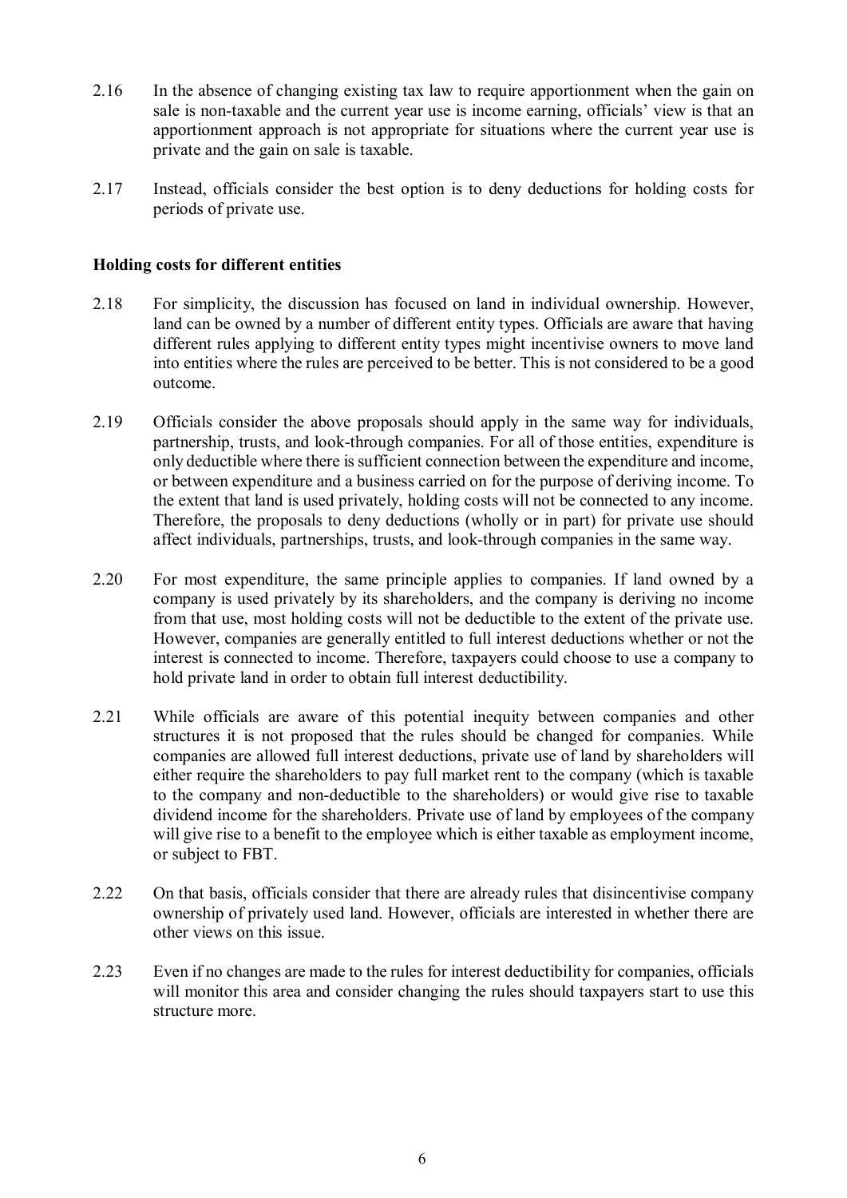2.16 In the absence of changing existing tax law to require apportionment when the gain on sale is non-taxable and the current year use is income earning, officials' view is that an apportionment approach is not appropriate for situations where the current year use is private and the gain on sale is taxable.

2.17 Instead, officials consider the best option is to deny deductions for holding costs for periods of private use.

**Holding costs for different entities**

2.18 For simplicity, the discussion has focused on land in individual ownership. However, land can be owned by a number of different entity types. Officials are aware that having different rules applying to different entity types might incentivise owners to move land into entities where the rules are perceived to be better. This is not considered to be a good outcome.

2.19 Officials consider the above proposals should apply in the same way for individuals, partnership, trusts, and look-through companies. For all of those entities, expenditure is only deductible where there is sufficient connection between the expenditure and income, or between expenditure and a business carried on for the purpose of deriving income. To the extent that land is used privately, holding costs will not be connected to any income. Therefore, the proposals to deny deductions (wholly or in part) for private use should affect individuals, partnerships, trusts, and look-through companies in the same way.

2.20 For most expenditure, the same principle applies to companies. If land owned by a company is used privately by its shareholders, and the company is deriving no income from that use, most holding costs will not be deductible to the extent of the private use. However, companies are generally entitled to full interest deductions whether or not the interest is connected to income. Therefore, taxpayers could choose to use a company to hold private land in order to obtain full interest deductibility.

2.21 While officials are aware of this potential inequity between companies and other structures it is not proposed that the rules should be changed for companies. While companies are allowed full interest deductions, private use of land by shareholders will either require the shareholders to pay full market rent to the company (which is taxable to the company and non-deductible to the shareholders) or would give rise to taxable dividend income for the shareholders. Private use of land by employees of the company will give rise to a benefit to the employee which is either taxable as employment income, or subject to FBT.

2.22 On that basis, officials consider that there are already rules that disincentivise company ownership of privately used land. However, officials are interested in whether there are other views on this issue.

2.23 Even if no changes are made to the rules for interest deductibility for companies, officials will monitor this area and consider changing the rules should taxpayers start to use this structure more.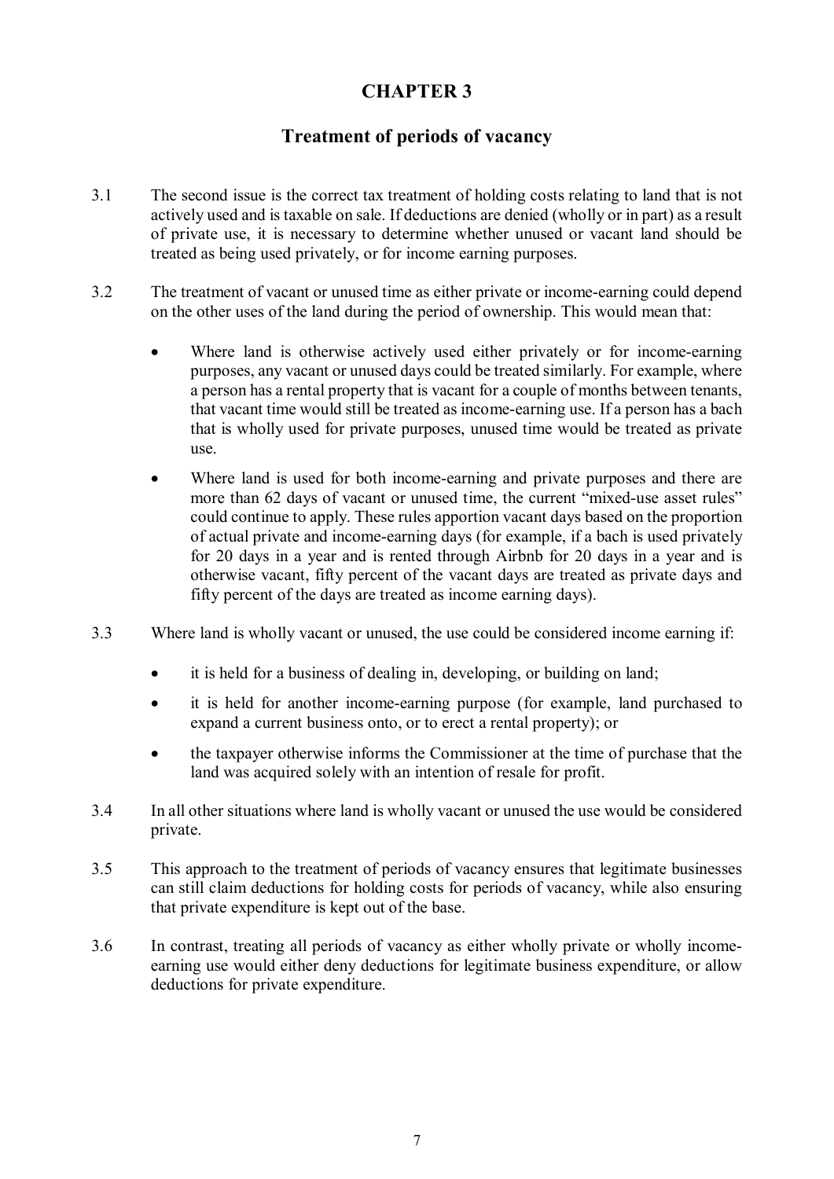# CHAPTER 3

## Treatment of periods of vacancy

3.1 The second issue is the correct tax treatment of holding costs relating to land that is not actively used and is taxable on sale. If deductions are denied (wholly or in part) as a result of private use, it is necessary to determine whether unused or vacant land should be treated as being used privately, or for income earning purposes.

3.2 The treatment of vacant or unused time as either private or income-earning could depend on the other uses of the land during the period of ownership. This would mean that:

- Where land is otherwise actively used either privately or for income-earning purposes, any vacant or unused days could be treated similarly. For example, where a person has a rental property that is vacant for a couple of months between tenants, that vacant time would still be treated as income-earning use. If a person has a bach that is wholly used for private purposes, unused time would be treated as private use.
- Where land is used for both income-earning and private purposes and there are more than 62 days of vacant or unused time, the current "mixed-use asset rules" could continue to apply. These rules apportion vacant days based on the proportion of actual private and income-earning days (for example, if a bach is used privately for 20 days in a year and is rented through Airbnb for 20 days in a year and is otherwise vacant, fifty percent of the vacant days are treated as private days and fifty percent of the days are treated as income earning days).

3.3 Where land is wholly vacant or unused, the use could be considered income earning if:

- it is held for a business of dealing in, developing, or building on land;
- it is held for another income-earning purpose (for example, land purchased to expand a current business onto, or to erect a rental property); or
- the taxpayer otherwise informs the Commissioner at the time of purchase that the land was acquired solely with an intention of resale for profit.

3.4 In all other situations where land is wholly vacant or unused the use would be considered private.

3.5 This approach to the treatment of periods of vacancy ensures that legitimate businesses can still claim deductions for holding costs for periods of vacancy, while also ensuring that private expenditure is kept out of the base.

3.6 In contrast, treating all periods of vacancy as either wholly private or wholly income-earning use would either deny deductions for legitimate business expenditure, or allow deductions for private expenditure.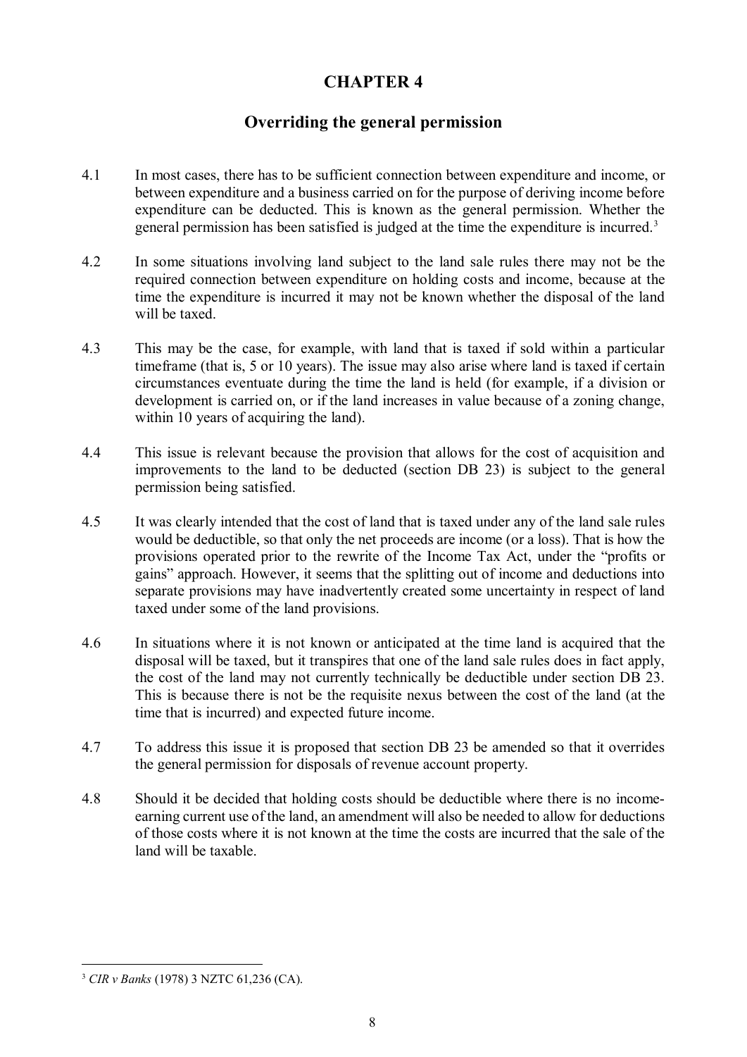# CHAPTER 4

## Overriding the general permission

4.1 In most cases, there has to be sufficient connection between expenditure and income, or between expenditure and a business carried on for the purpose of deriving income before expenditure can be deducted. This is known as the general permission. Whether the general permission has been satisfied is judged at the time the expenditure is incurred.[3]

4.2 In some situations involving land subject to the land sale rules there may not be the required connection between expenditure on holding costs and income, because at the time the expenditure is incurred it may not be known whether the disposal of the land will be taxed.

4.3 This may be the case, for example, with land that is taxed if sold within a particular timeframe (that is, 5 or 10 years). The issue may also arise where land is taxed if certain circumstances eventuate during the time the land is held (for example, if a division or development is carried on, or if the land increases in value because of a zoning change, within 10 years of acquiring the land).

4.4 This issue is relevant because the provision that allows for the cost of acquisition and improvements to the land to be deducted (section DB 23) is subject to the general permission being satisfied.

4.5 It was clearly intended that the cost of land that is taxed under any of the land sale rules would be deductible, so that only the net proceeds are income (or a loss). That is how the provisions operated prior to the rewrite of the Income Tax Act, under the "profits or gains" approach. However, it seems that the splitting out of income and deductions into separate provisions may have inadvertently created some uncertainty in respect of land taxed under some of the land provisions.

4.6 In situations where it is not known or anticipated at the time land is acquired that the disposal will be taxed, but it transpires that one of the land sale rules does in fact apply, the cost of the land may not currently technically be deductible under section DB 23. This is because there is not be the requisite nexus between the cost of the land (at the time that is incurred) and expected future income.

4.7 To address this issue it is proposed that section DB 23 be amended so that it overrides the general permission for disposals of revenue account property.

4.8 Should it be decided that holding costs should be deductible where there is no income-earning current use of the land, an amendment will also be needed to allow for deductions of those costs where it is not known at the time the costs are incurred that the sale of the land will be taxable.

---

[3] *CIR v Banks* (1978) 3 NZTC 61,236 (CA).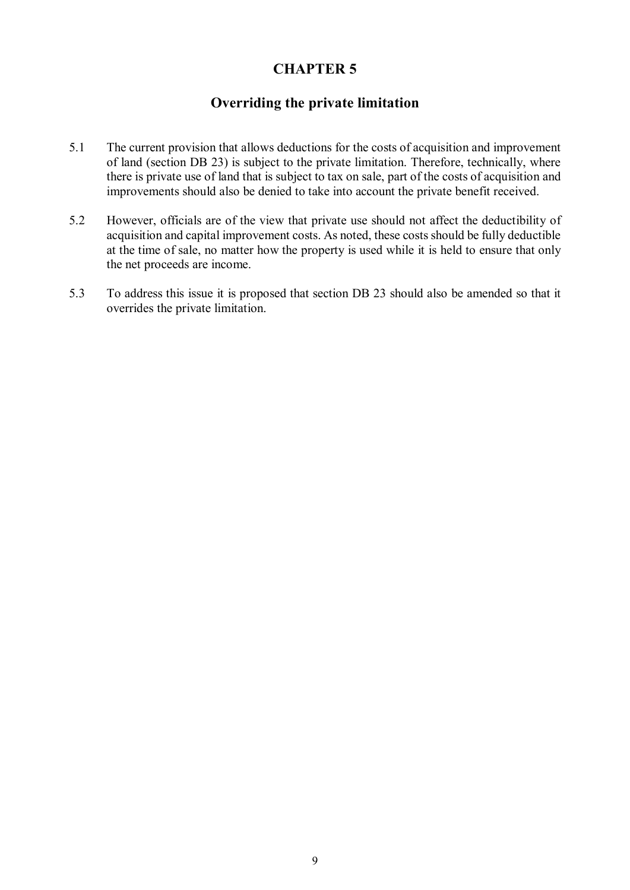# CHAPTER 5

## Overriding the private limitation

5.1 The current provision that allows deductions for the costs of acquisition and improvement of land (section DB 23) is subject to the private limitation. Therefore, technically, where there is private use of land that is subject to tax on sale, part of the costs of acquisition and improvements should also be denied to take into account the private benefit received.

5.2 However, officials are of the view that private use should not affect the deductibility of acquisition and capital improvement costs. As noted, these costs should be fully deductible at the time of sale, no matter how the property is used while it is held to ensure that only the net proceeds are income.

5.3 To address this issue it is proposed that section DB 23 should also be amended so that it overrides the private limitation.